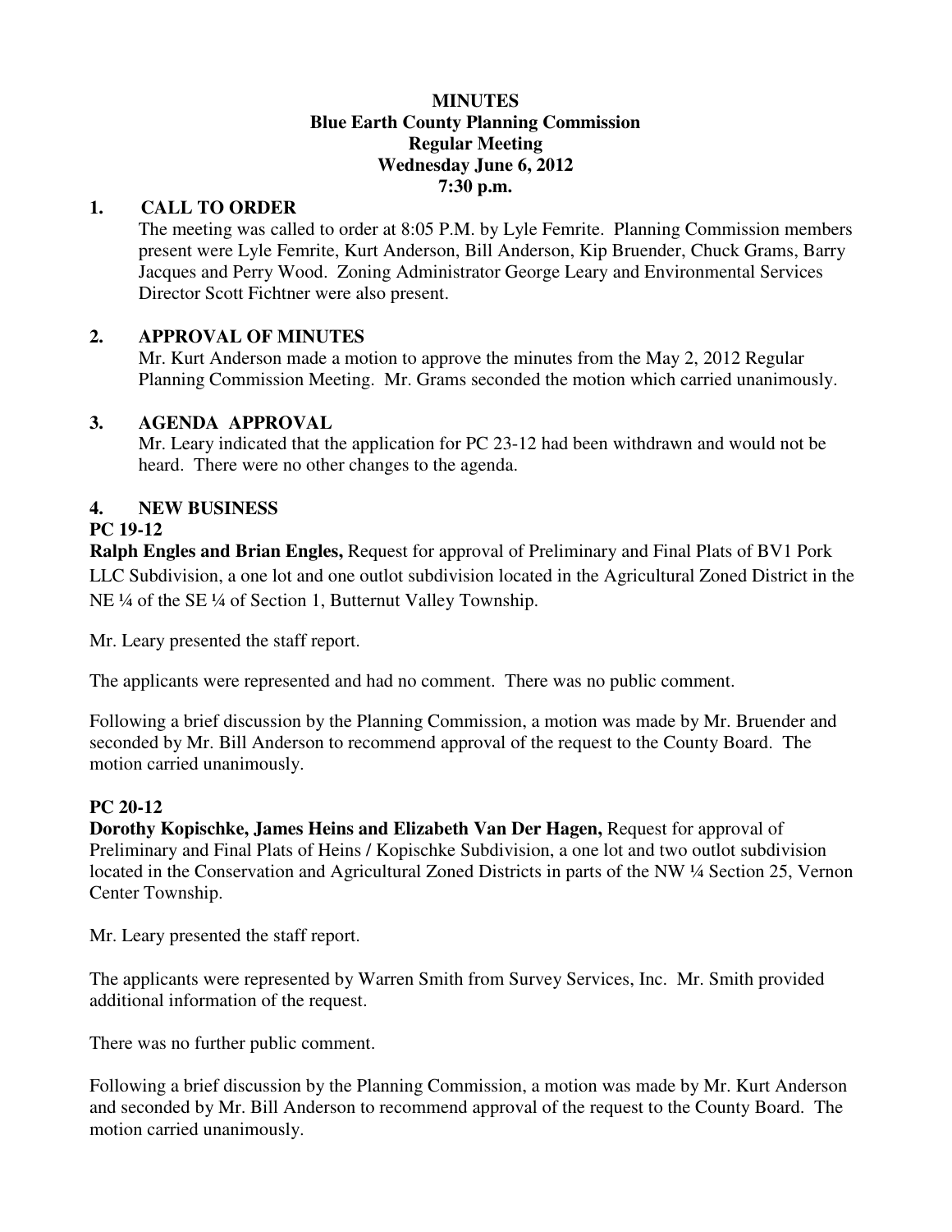**MINUTES**
**Blue Earth County Planning Commission**
**Regular Meeting**
**Wednesday June 6, 2012**
**7:30 p.m.**

## 1. CALL TO ORDER

The meeting was called to order at 8:05 P.M. by Lyle Femrite. Planning Commission members present were Lyle Femrite, Kurt Anderson, Bill Anderson, Kip Bruender, Chuck Grams, Barry Jacques and Perry Wood. Zoning Administrator George Leary and Environmental Services Director Scott Fichtner were also present.

## 2. APPROVAL OF MINUTES

Mr. Kurt Anderson made a motion to approve the minutes from the May 2, 2012 Regular Planning Commission Meeting. Mr. Grams seconded the motion which carried unanimously.

## 3. AGENDA APPROVAL

Mr. Leary indicated that the application for PC 23-12 had been withdrawn and would not be heard. There were no other changes to the agenda.

## 4. NEW BUSINESS

**PC 19-12**

**Ralph Engles and Brian Engles,** Request for approval of Preliminary and Final Plats of BV1 Pork LLC Subdivision, a one lot and one outlot subdivision located in the Agricultural Zoned District in the NE ¼ of the SE ¼ of Section 1, Butternut Valley Township.

Mr. Leary presented the staff report.

The applicants were represented and had no comment. There was no public comment.

Following a brief discussion by the Planning Commission, a motion was made by Mr. Bruender and seconded by Mr. Bill Anderson to recommend approval of the request to the County Board. The motion carried unanimously.

**PC 20-12**

**Dorothy Kopischke, James Heins and Elizabeth Van Der Hagen,** Request for approval of Preliminary and Final Plats of Heins / Kopischke Subdivision, a one lot and two outlot subdivision located in the Conservation and Agricultural Zoned Districts in parts of the NW ¼ Section 25, Vernon Center Township.

Mr. Leary presented the staff report.

The applicants were represented by Warren Smith from Survey Services, Inc. Mr. Smith provided additional information of the request.

There was no further public comment.

Following a brief discussion by the Planning Commission, a motion was made by Mr. Kurt Anderson and seconded by Mr. Bill Anderson to recommend approval of the request to the County Board. The motion carried unanimously.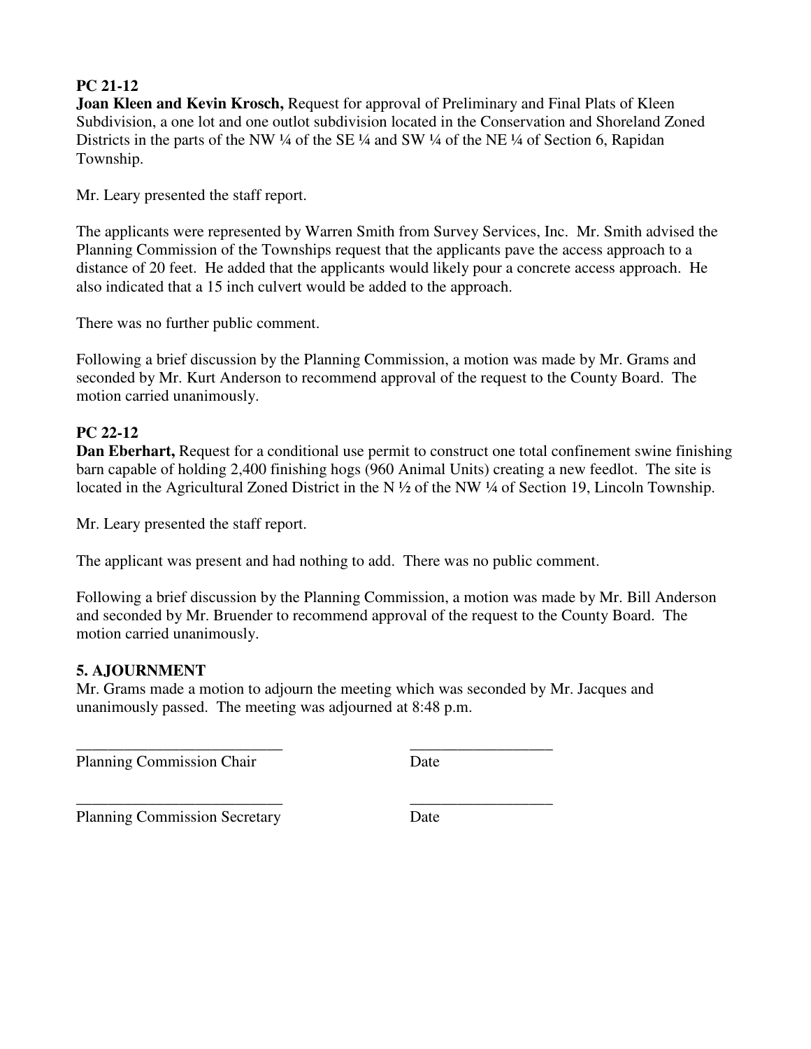**PC 21-12**
**Joan Kleen and Kevin Krosch,** Request for approval of Preliminary and Final Plats of Kleen Subdivision, a one lot and one outlot subdivision located in the Conservation and Shoreland Zoned Districts in the parts of the NW ¼ of the SE ¼ and SW ¼ of the NE ¼ of Section 6, Rapidan Township.

Mr. Leary presented the staff report.

The applicants were represented by Warren Smith from Survey Services, Inc. Mr. Smith advised the Planning Commission of the Townships request that the applicants pave the access approach to a distance of 20 feet. He added that the applicants would likely pour a concrete access approach. He also indicated that a 15 inch culvert would be added to the approach.

There was no further public comment.

Following a brief discussion by the Planning Commission, a motion was made by Mr. Grams and seconded by Mr. Kurt Anderson to recommend approval of the request to the County Board. The motion carried unanimously.

**PC 22-12**
**Dan Eberhart,** Request for a conditional use permit to construct one total confinement swine finishing barn capable of holding 2,400 finishing hogs (960 Animal Units) creating a new feedlot. The site is located in the Agricultural Zoned District in the N ½ of the NW ¼ of Section 19, Lincoln Township.

Mr. Leary presented the staff report.

The applicant was present and had nothing to add. There was no public comment.

Following a brief discussion by the Planning Commission, a motion was made by Mr. Bill Anderson and seconded by Mr. Bruender to recommend approval of the request to the County Board. The motion carried unanimously.

**5. AJOURNMENT**
Mr. Grams made a motion to adjourn the meeting which was seconded by Mr. Jacques and unanimously passed. The meeting was adjourned at 8:48 p.m.

___________________________ ___________________
Planning Commission Chair Date

___________________________ ___________________
Planning Commission Secretary Date